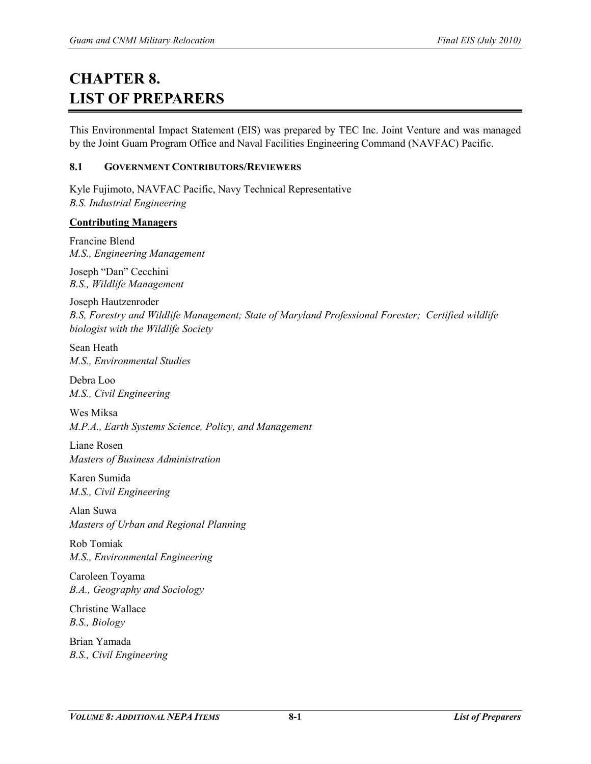# CHAPTER 8.
# LIST OF PREPARERS

This Environmental Impact Statement (EIS) was prepared by TEC Inc. Joint Venture and was managed by the Joint Guam Program Office and Naval Facilities Engineering Command (NAVFAC) Pacific.

## 8.1 GOVERNMENT CONTRIBUTORS/REVIEWERS

Kyle Fujimoto, NAVFAC Pacific, Navy Technical Representative
*B.S. Industrial Engineering*

**Contributing Managers**

Francine Blend
*M.S., Engineering Management*

Joseph "Dan" Cecchini
*B.S., Wildlife Management*

Joseph Hautzenroder
*B.S, Forestry and Wildlife Management; State of Maryland Professional Forester; Certified wildlife biologist with the Wildlife Society*

Sean Heath
*M.S., Environmental Studies*

Debra Loo
*M.S., Civil Engineering*

Wes Miksa
*M.P.A., Earth Systems Science, Policy, and Management*

Liane Rosen
*Masters of Business Administration*

Karen Sumida
*M.S., Civil Engineering*

Alan Suwa
*Masters of Urban and Regional Planning*

Rob Tomiak
*M.S., Environmental Engineering*

Caroleen Toyama
*B.A., Geography and Sociology*

Christine Wallace
*B.S., Biology*

Brian Yamada
*B.S., Civil Engineering*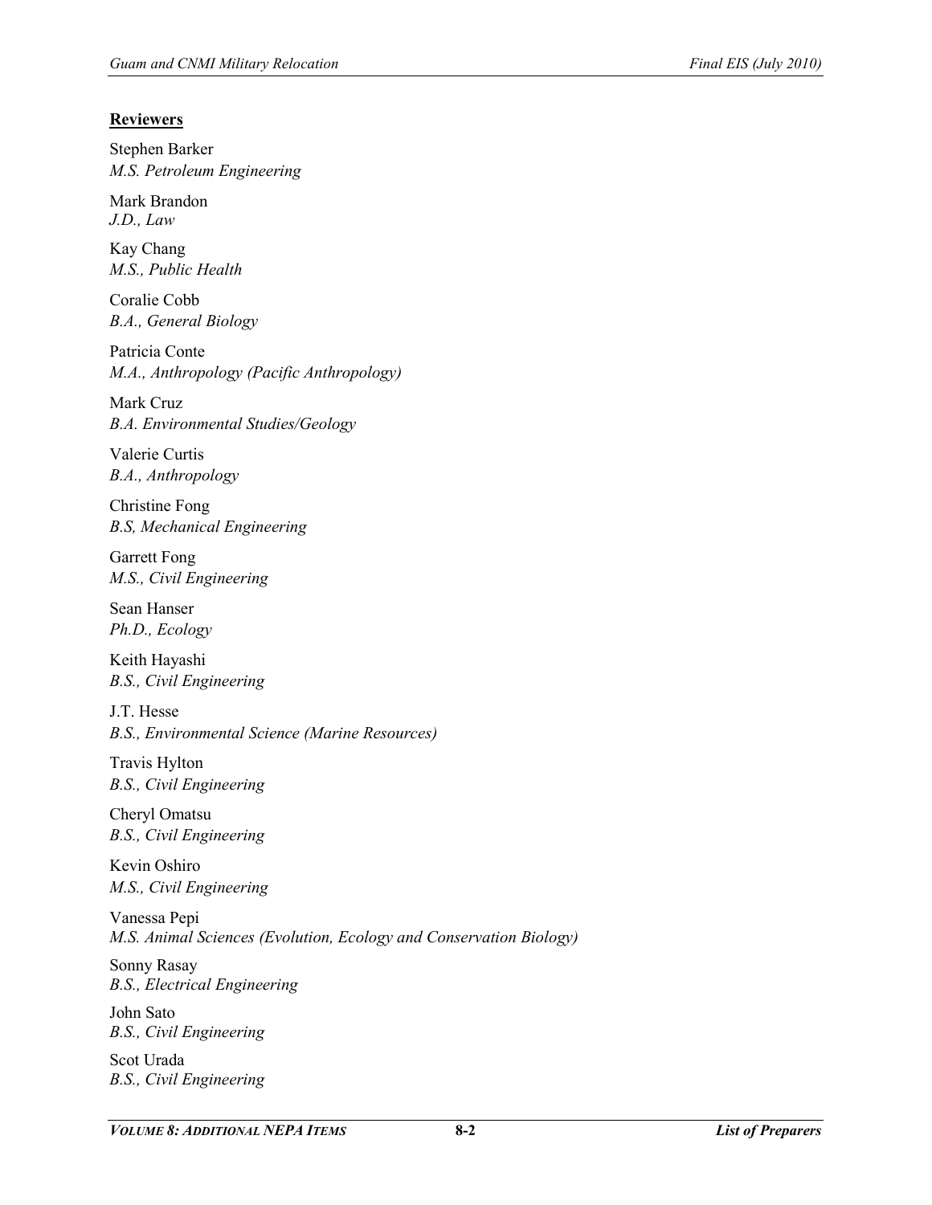**Reviewers**

Stephen Barker
*M.S. Petroleum Engineering*

Mark Brandon
*J.D., Law*

Kay Chang
*M.S., Public Health*

Coralie Cobb
*B.A., General Biology*

Patricia Conte
*M.A., Anthropology (Pacific Anthropology)*

Mark Cruz
*B.A. Environmental Studies/Geology*

Valerie Curtis
*B.A., Anthropology*

Christine Fong
*B.S, Mechanical Engineering*

Garrett Fong
*M.S., Civil Engineering*

Sean Hanser
*Ph.D., Ecology*

Keith Hayashi
*B.S., Civil Engineering*

J.T. Hesse
*B.S., Environmental Science (Marine Resources)*

Travis Hylton
*B.S., Civil Engineering*

Cheryl Omatsu
*B.S., Civil Engineering*

Kevin Oshiro
*M.S., Civil Engineering*

Vanessa Pepi
*M.S. Animal Sciences (Evolution, Ecology and Conservation Biology)*

Sonny Rasay
*B.S., Electrical Engineering*

John Sato
*B.S., Civil Engineering*

Scot Urada
*B.S., Civil Engineering*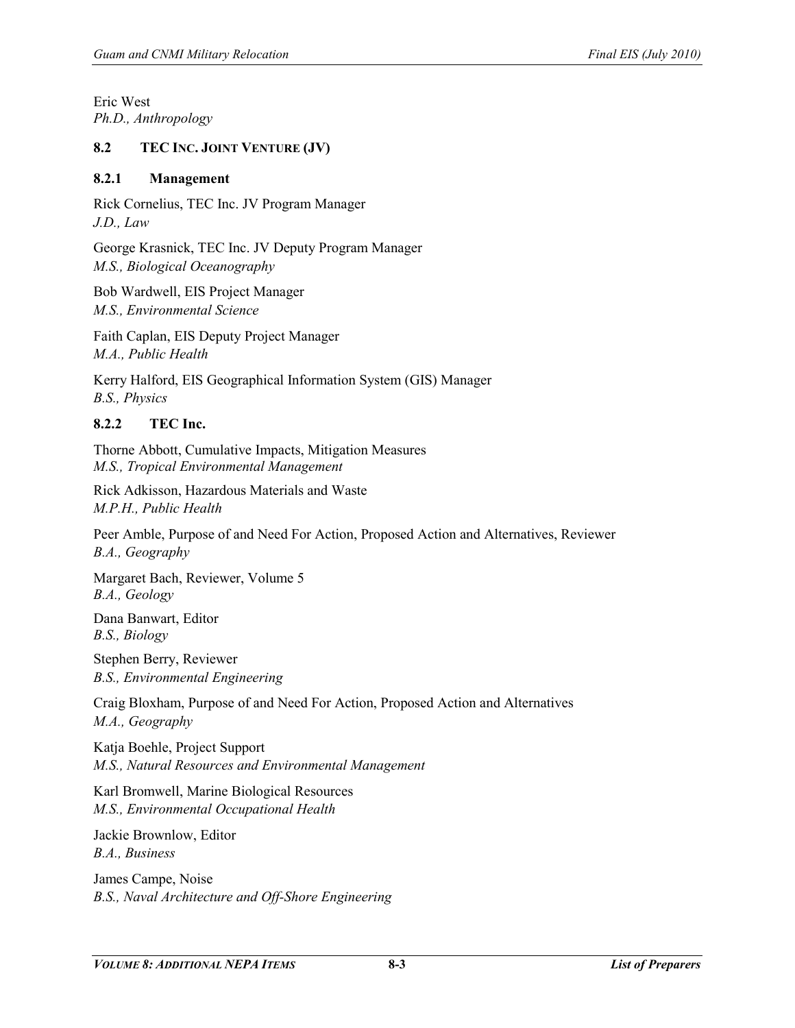Eric West
*Ph.D., Anthropology*

## 8.2 TEC Inc. Joint Venture (JV)

### 8.2.1 Management

Rick Cornelius, TEC Inc. JV Program Manager
*J.D., Law*

George Krasnick, TEC Inc. JV Deputy Program Manager
*M.S., Biological Oceanography*

Bob Wardwell, EIS Project Manager
*M.S., Environmental Science*

Faith Caplan, EIS Deputy Project Manager
*M.A., Public Health*

Kerry Halford, EIS Geographical Information System (GIS) Manager
*B.S., Physics*

### 8.2.2 TEC Inc.

Thorne Abbott, Cumulative Impacts, Mitigation Measures
*M.S., Tropical Environmental Management*

Rick Adkisson, Hazardous Materials and Waste
*M.P.H., Public Health*

Peer Amble, Purpose of and Need For Action, Proposed Action and Alternatives, Reviewer
*B.A., Geography*

Margaret Bach, Reviewer, Volume 5
*B.A., Geology*

Dana Banwart, Editor
*B.S., Biology*

Stephen Berry, Reviewer
*B.S., Environmental Engineering*

Craig Bloxham, Purpose of and Need For Action, Proposed Action and Alternatives
*M.A., Geography*

Katja Boehle, Project Support
*M.S., Natural Resources and Environmental Management*

Karl Bromwell, Marine Biological Resources
*M.S., Environmental Occupational Health*

Jackie Brownlow, Editor
*B.A., Business*

James Campe, Noise
*B.S., Naval Architecture and Off-Shore Engineering*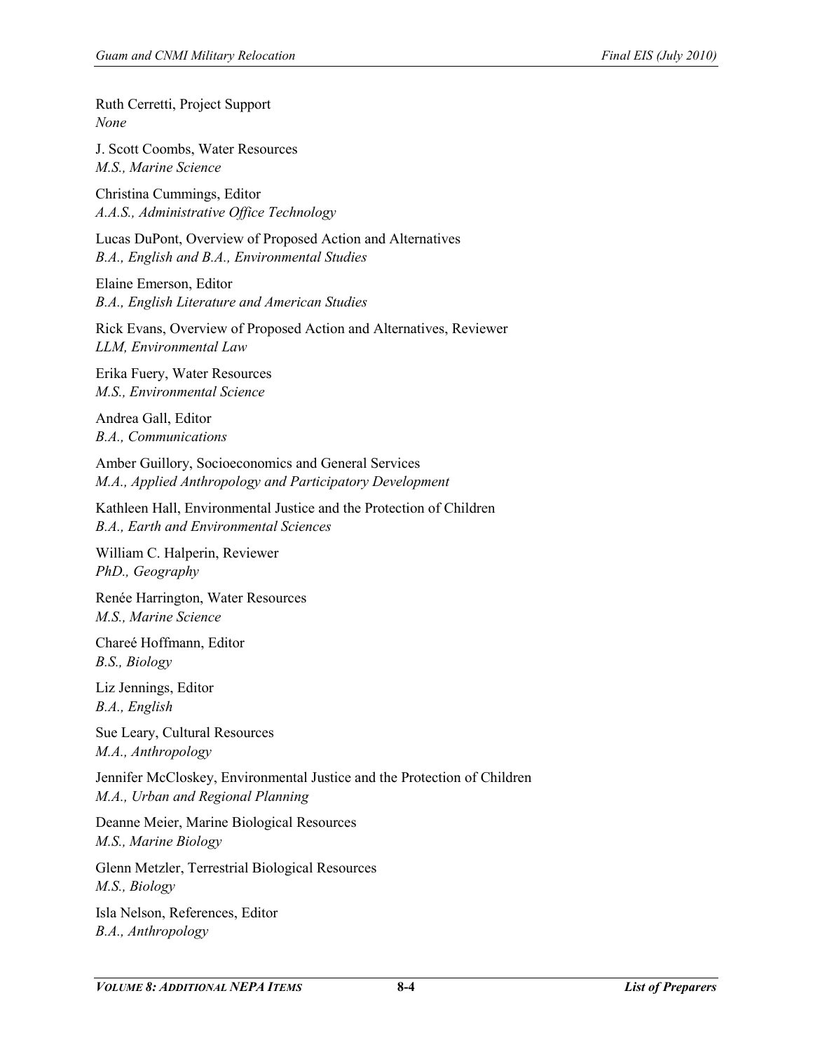Ruth Cerretti, Project Support
*None*

J. Scott Coombs, Water Resources
*M.S., Marine Science*

Christina Cummings, Editor
*A.A.S., Administrative Office Technology*

Lucas DuPont, Overview of Proposed Action and Alternatives
*B.A., English and B.A., Environmental Studies*

Elaine Emerson, Editor
*B.A., English Literature and American Studies*

Rick Evans, Overview of Proposed Action and Alternatives, Reviewer
*LLM, Environmental Law*

Erika Fuery, Water Resources
*M.S., Environmental Science*

Andrea Gall, Editor
*B.A., Communications*

Amber Guillory, Socioeconomics and General Services
*M.A., Applied Anthropology and Participatory Development*

Kathleen Hall, Environmental Justice and the Protection of Children
*B.A., Earth and Environmental Sciences*

William C. Halperin, Reviewer
*PhD., Geography*

Renée Harrington, Water Resources
*M.S., Marine Science*

Chareé Hoffmann, Editor
*B.S., Biology*

Liz Jennings, Editor
*B.A., English*

Sue Leary, Cultural Resources
*M.A., Anthropology*

Jennifer McCloskey, Environmental Justice and the Protection of Children
*M.A., Urban and Regional Planning*

Deanne Meier, Marine Biological Resources
*M.S., Marine Biology*

Glenn Metzler, Terrestrial Biological Resources
*M.S., Biology*

Isla Nelson, References, Editor
*B.A., Anthropology*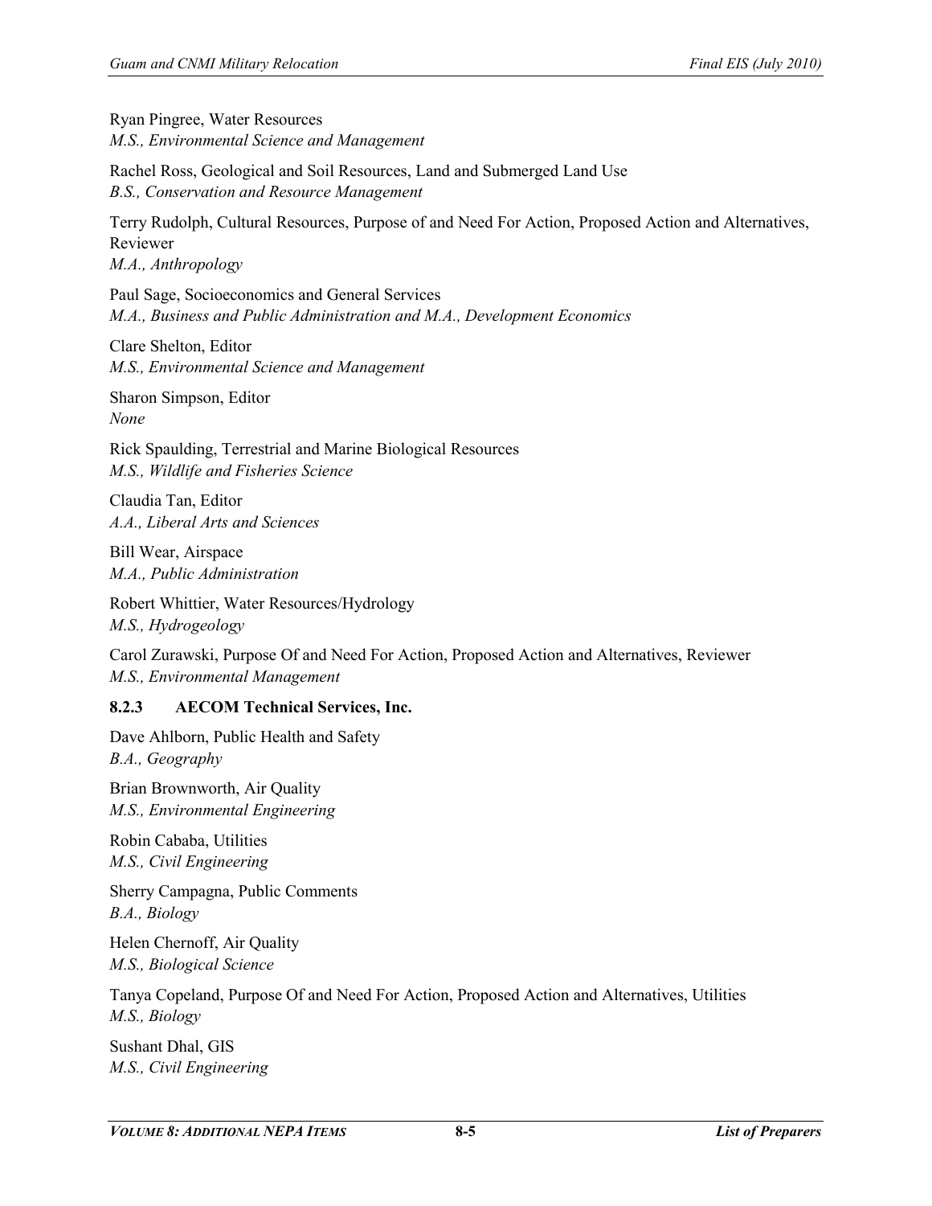Ryan Pingree, Water Resources  
*M.S., Environmental Science and Management*

Rachel Ross, Geological and Soil Resources, Land and Submerged Land Use  
*B.S., Conservation and Resource Management*

Terry Rudolph, Cultural Resources, Purpose of and Need For Action, Proposed Action and Alternatives, Reviewer  
*M.A., Anthropology*

Paul Sage, Socioeconomics and General Services  
*M.A., Business and Public Administration and M.A., Development Economics*

Clare Shelton, Editor  
*M.S., Environmental Science and Management*

Sharon Simpson, Editor  
*None*

Rick Spaulding, Terrestrial and Marine Biological Resources  
*M.S., Wildlife and Fisheries Science*

Claudia Tan, Editor  
*A.A., Liberal Arts and Sciences*

Bill Wear, Airspace  
*M.A., Public Administration*

Robert Whittier, Water Resources/Hydrology  
*M.S., Hydrogeology*

Carol Zurawski, Purpose Of and Need For Action, Proposed Action and Alternatives, Reviewer  
*M.S., Environmental Management*

### 8.2.3 AECOM Technical Services, Inc.

Dave Ahlborn, Public Health and Safety  
*B.A., Geography*

Brian Brownworth, Air Quality  
*M.S., Environmental Engineering*

Robin Cababa, Utilities  
*M.S., Civil Engineering*

Sherry Campagna, Public Comments  
*B.A., Biology*

Helen Chernoff, Air Quality  
*M.S., Biological Science*

Tanya Copeland, Purpose Of and Need For Action, Proposed Action and Alternatives, Utilities  
*M.S., Biology*

Sushant Dhal, GIS  
*M.S., Civil Engineering*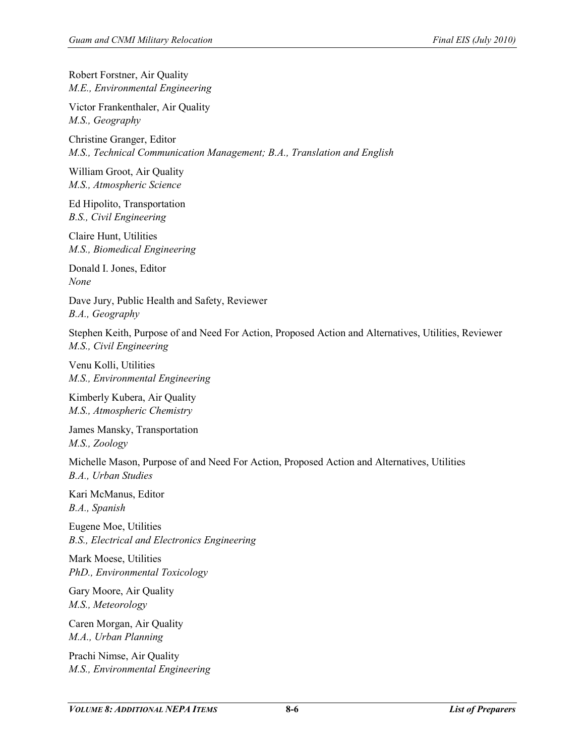Robert Forstner, Air Quality
*M.E., Environmental Engineering*

Victor Frankenthaler, Air Quality
*M.S., Geography*

Christine Granger, Editor
*M.S., Technical Communication Management; B.A., Translation and English*

William Groot, Air Quality
*M.S., Atmospheric Science*

Ed Hipolito, Transportation
*B.S., Civil Engineering*

Claire Hunt, Utilities
*M.S., Biomedical Engineering*

Donald I. Jones, Editor
*None*

Dave Jury, Public Health and Safety, Reviewer
*B.A., Geography*

Stephen Keith, Purpose of and Need For Action, Proposed Action and Alternatives, Utilities, Reviewer
*M.S., Civil Engineering*

Venu Kolli, Utilities
*M.S., Environmental Engineering*

Kimberly Kubera, Air Quality
*M.S., Atmospheric Chemistry*

James Mansky, Transportation
*M.S., Zoology*

Michelle Mason, Purpose of and Need For Action, Proposed Action and Alternatives, Utilities
*B.A., Urban Studies*

Kari McManus, Editor
*B.A., Spanish*

Eugene Moe, Utilities
*B.S., Electrical and Electronics Engineering*

Mark Moese, Utilities
*PhD., Environmental Toxicology*

Gary Moore, Air Quality
*M.S., Meteorology*

Caren Morgan, Air Quality
*M.A., Urban Planning*

Prachi Nimse, Air Quality
*M.S., Environmental Engineering*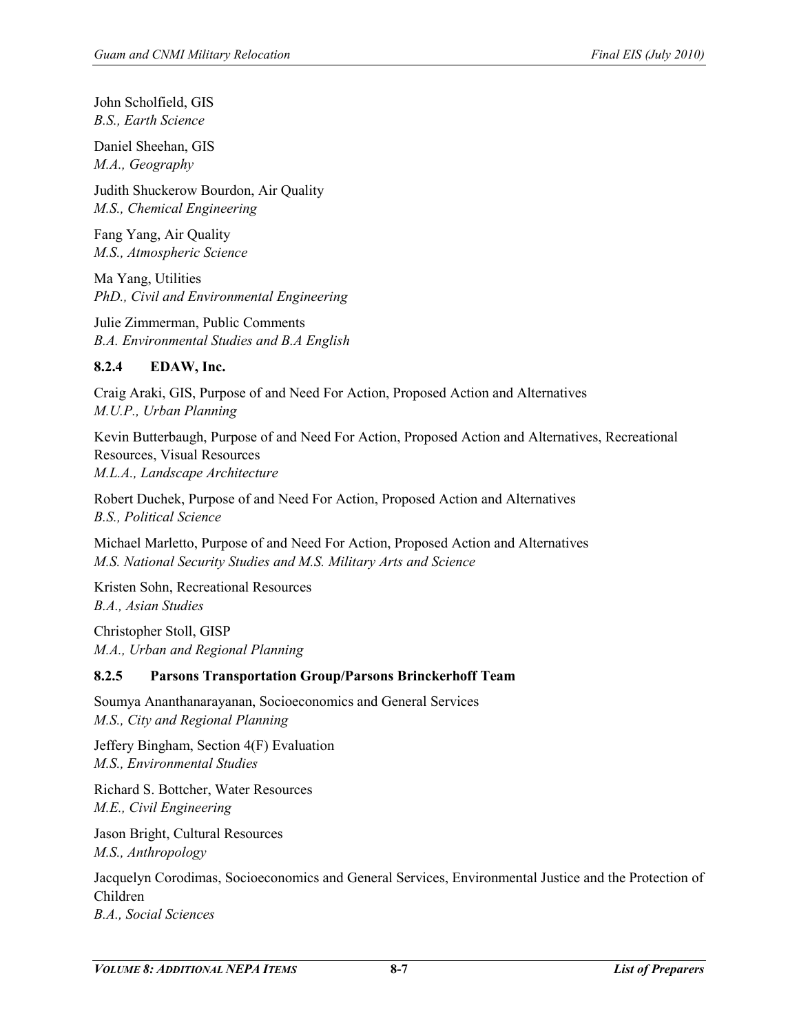John Scholfield, GIS
*B.S., Earth Science*

Daniel Sheehan, GIS
*M.A., Geography*

Judith Shuckerow Bourdon, Air Quality
*M.S., Chemical Engineering*

Fang Yang, Air Quality
*M.S., Atmospheric Science*

Ma Yang, Utilities
*PhD., Civil and Environmental Engineering*

Julie Zimmerman, Public Comments
*B.A. Environmental Studies and B.A English*

### 8.2.4 EDAW, Inc.

Craig Araki, GIS, Purpose of and Need For Action, Proposed Action and Alternatives
*M.U.P., Urban Planning*

Kevin Butterbaugh, Purpose of and Need For Action, Proposed Action and Alternatives, Recreational Resources, Visual Resources
*M.L.A., Landscape Architecture*

Robert Duchek, Purpose of and Need For Action, Proposed Action and Alternatives
*B.S., Political Science*

Michael Marletto, Purpose of and Need For Action, Proposed Action and Alternatives
*M.S. National Security Studies and M.S. Military Arts and Science*

Kristen Sohn, Recreational Resources
*B.A., Asian Studies*

Christopher Stoll, GISP
*M.A., Urban and Regional Planning*

### 8.2.5 Parsons Transportation Group/Parsons Brinckerhoff Team

Soumya Ananthanarayanan, Socioeconomics and General Services
*M.S., City and Regional Planning*

Jeffery Bingham, Section 4(F) Evaluation
*M.S., Environmental Studies*

Richard S. Bottcher, Water Resources
*M.E., Civil Engineering*

Jason Bright, Cultural Resources
*M.S., Anthropology*

Jacquelyn Corodimas, Socioeconomics and General Services, Environmental Justice and the Protection of Children
*B.A., Social Sciences*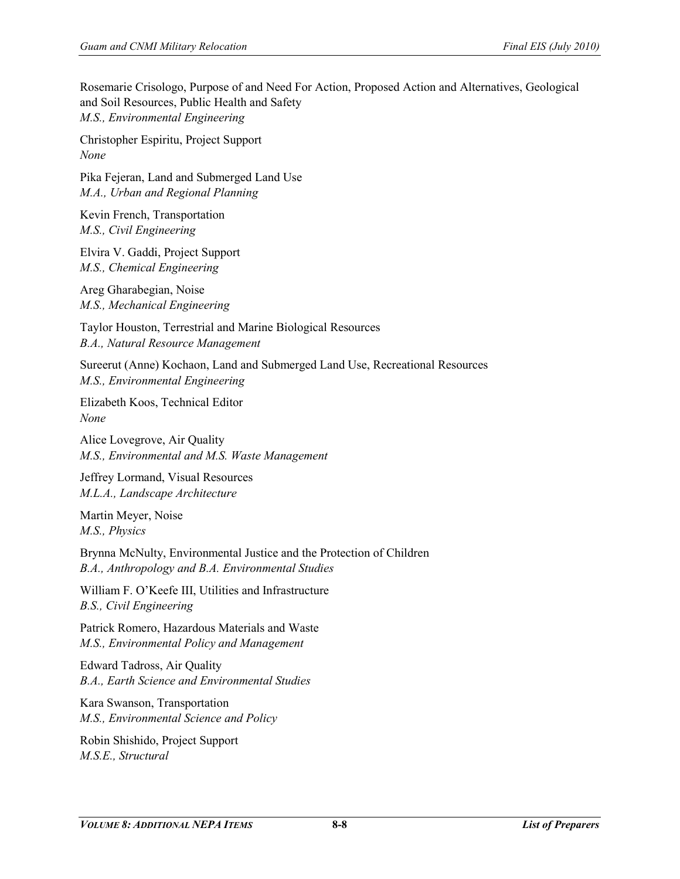Rosemarie Crisologo, Purpose of and Need For Action, Proposed Action and Alternatives, Geological and Soil Resources, Public Health and Safety
*M.S., Environmental Engineering*

Christopher Espiritu, Project Support
*None*

Pika Fejeran, Land and Submerged Land Use
*M.A., Urban and Regional Planning*

Kevin French, Transportation
*M.S., Civil Engineering*

Elvira V. Gaddi, Project Support
*M.S., Chemical Engineering*

Areg Gharabegian, Noise
*M.S., Mechanical Engineering*

Taylor Houston, Terrestrial and Marine Biological Resources
*B.A., Natural Resource Management*

Sureerut (Anne) Kochaon, Land and Submerged Land Use, Recreational Resources
*M.S., Environmental Engineering*

Elizabeth Koos, Technical Editor
*None*

Alice Lovegrove, Air Quality
*M.S., Environmental and M.S. Waste Management*

Jeffrey Lormand, Visual Resources
*M.L.A., Landscape Architecture*

Martin Meyer, Noise
*M.S., Physics*

Brynna McNulty, Environmental Justice and the Protection of Children
*B.A., Anthropology and B.A. Environmental Studies*

William F. O'Keefe III, Utilities and Infrastructure
*B.S., Civil Engineering*

Patrick Romero, Hazardous Materials and Waste
*M.S., Environmental Policy and Management*

Edward Tadross, Air Quality
*B.A., Earth Science and Environmental Studies*

Kara Swanson, Transportation
*M.S., Environmental Science and Policy*

Robin Shishido, Project Support
*M.S.E., Structural*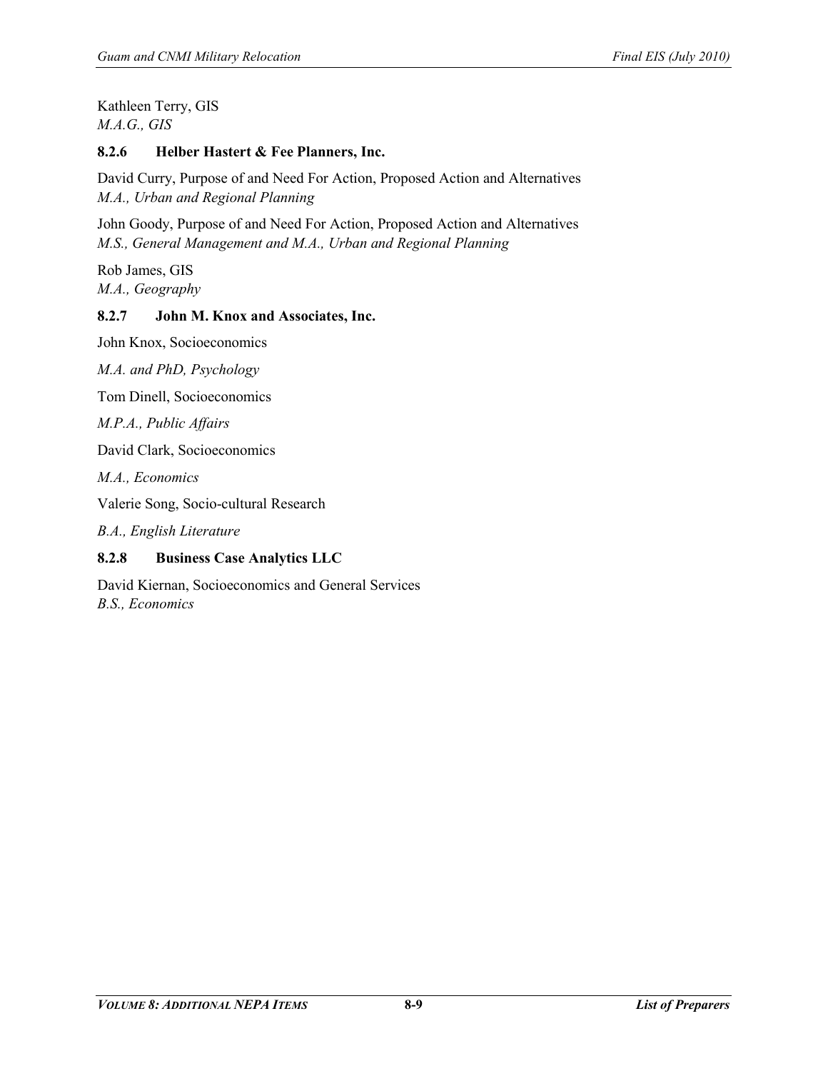Kathleen Terry, GIS
*M.A.G., GIS*

### 8.2.6 Helber Hastert & Fee Planners, Inc.

David Curry, Purpose of and Need For Action, Proposed Action and Alternatives
*M.A., Urban and Regional Planning*

John Goody, Purpose of and Need For Action, Proposed Action and Alternatives
*M.S., General Management and M.A., Urban and Regional Planning*

Rob James, GIS
*M.A., Geography*

### 8.2.7 John M. Knox and Associates, Inc.

John Knox, Socioeconomics

*M.A. and PhD, Psychology*

Tom Dinell, Socioeconomics

*M.P.A., Public Affairs*

David Clark, Socioeconomics

*M.A., Economics*

Valerie Song, Socio-cultural Research

*B.A., English Literature*

### 8.2.8 Business Case Analytics LLC

David Kiernan, Socioeconomics and General Services
*B.S., Economics*